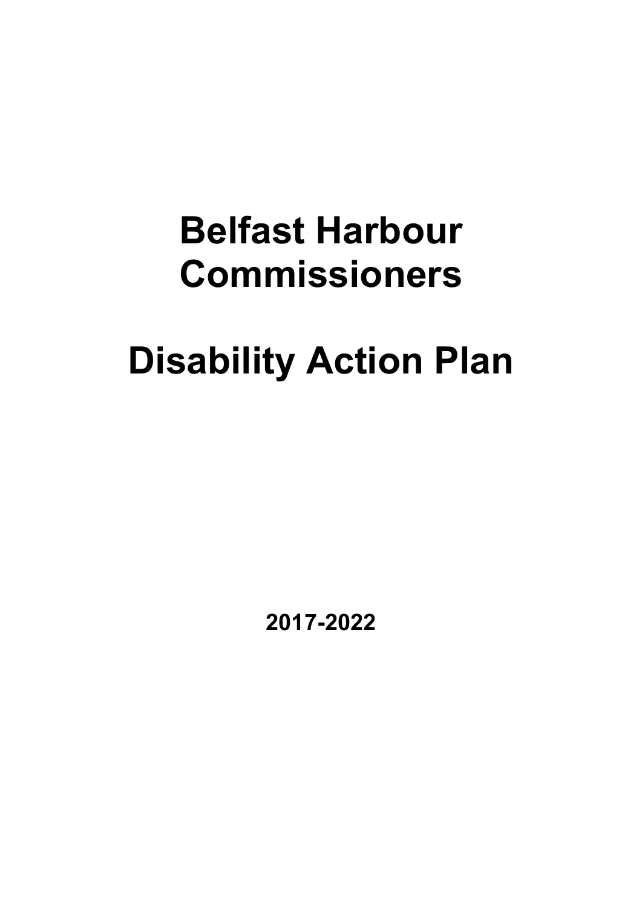# Belfast Harbour Commissioners

# Disability Action Plan

**2017-2022**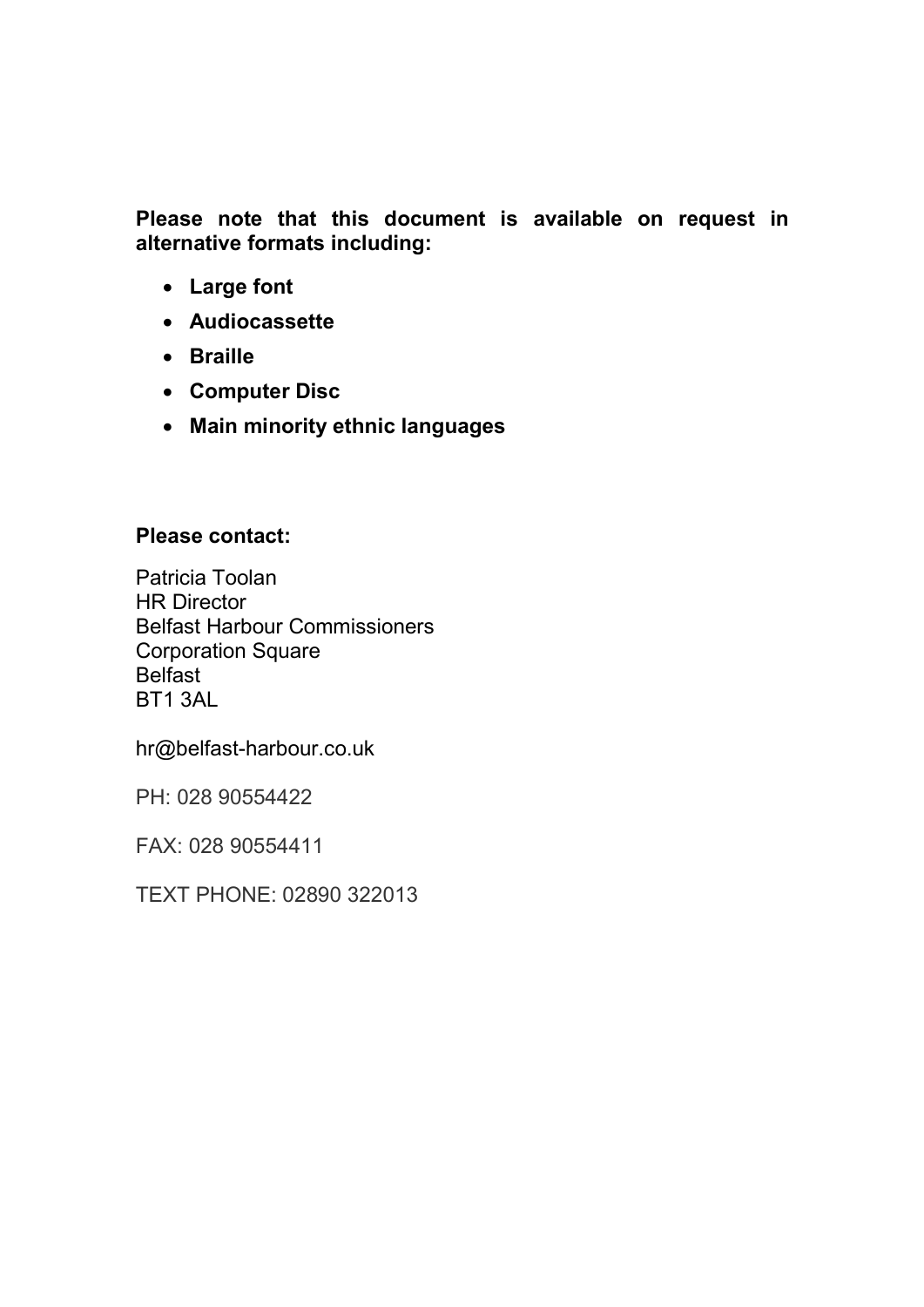**Please note that this document is available on request in alternative formats including:**

- **Large font**
- **Audiocassette**
- **Braille**
- **Computer Disc**
- **Main minority ethnic languages**

**Please contact:**

Patricia Toolan
HR Director
Belfast Harbour Commissioners
Corporation Square
Belfast
BT1 3AL

hr@belfast-harbour.co.uk

PH: 028 90554422

FAX: 028 90554411

TEXT PHONE: 02890 322013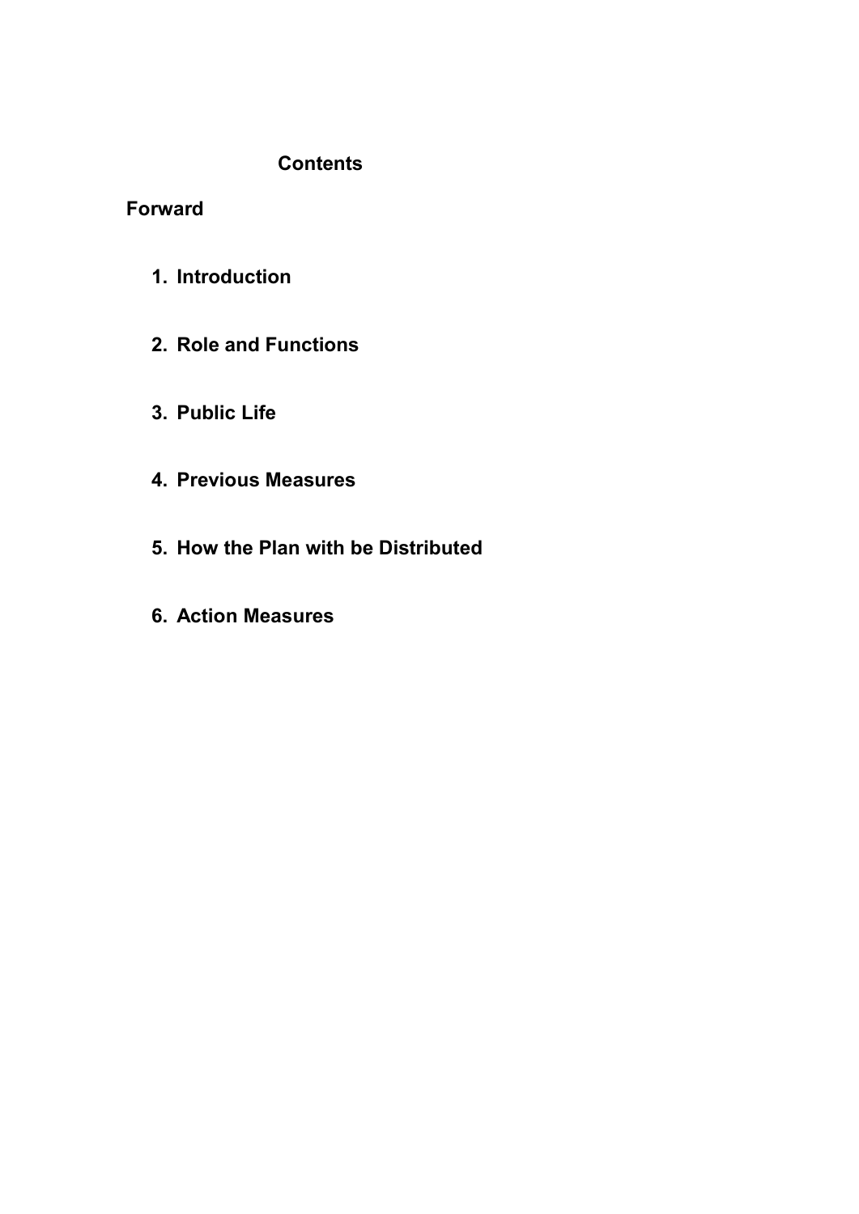# Contents

**Forward**

1. **Introduction**
2. **Role and Functions**
3. **Public Life**
4. **Previous Measures**
5. **How the Plan with be Distributed**
6. **Action Measures**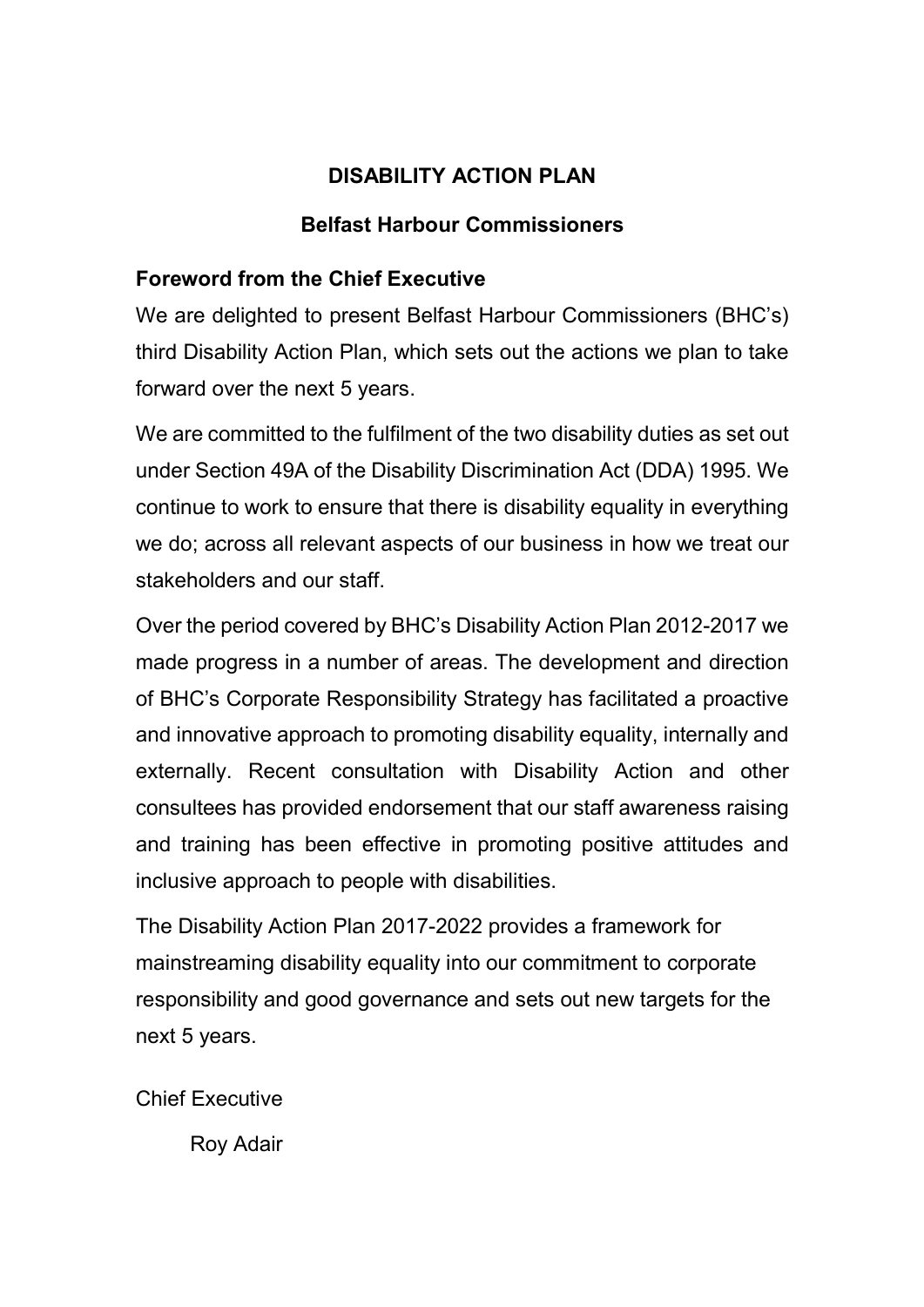# DISABILITY ACTION PLAN

## Belfast Harbour Commissioners

### Foreword from the Chief Executive

We are delighted to present Belfast Harbour Commissioners (BHC's) third Disability Action Plan, which sets out the actions we plan to take forward over the next 5 years.

We are committed to the fulfilment of the two disability duties as set out under Section 49A of the Disability Discrimination Act (DDA) 1995. We continue to work to ensure that there is disability equality in everything we do; across all relevant aspects of our business in how we treat our stakeholders and our staff.

Over the period covered by BHC's Disability Action Plan 2012-2017 we made progress in a number of areas. The development and direction of BHC's Corporate Responsibility Strategy has facilitated a proactive and innovative approach to promoting disability equality, internally and externally. Recent consultation with Disability Action and other consultees has provided endorsement that our staff awareness raising and training has been effective in promoting positive attitudes and inclusive approach to people with disabilities.

The Disability Action Plan 2017-2022 provides a framework for mainstreaming disability equality into our commitment to corporate responsibility and good governance and sets out new targets for the next 5 years.

Chief Executive

Roy Adair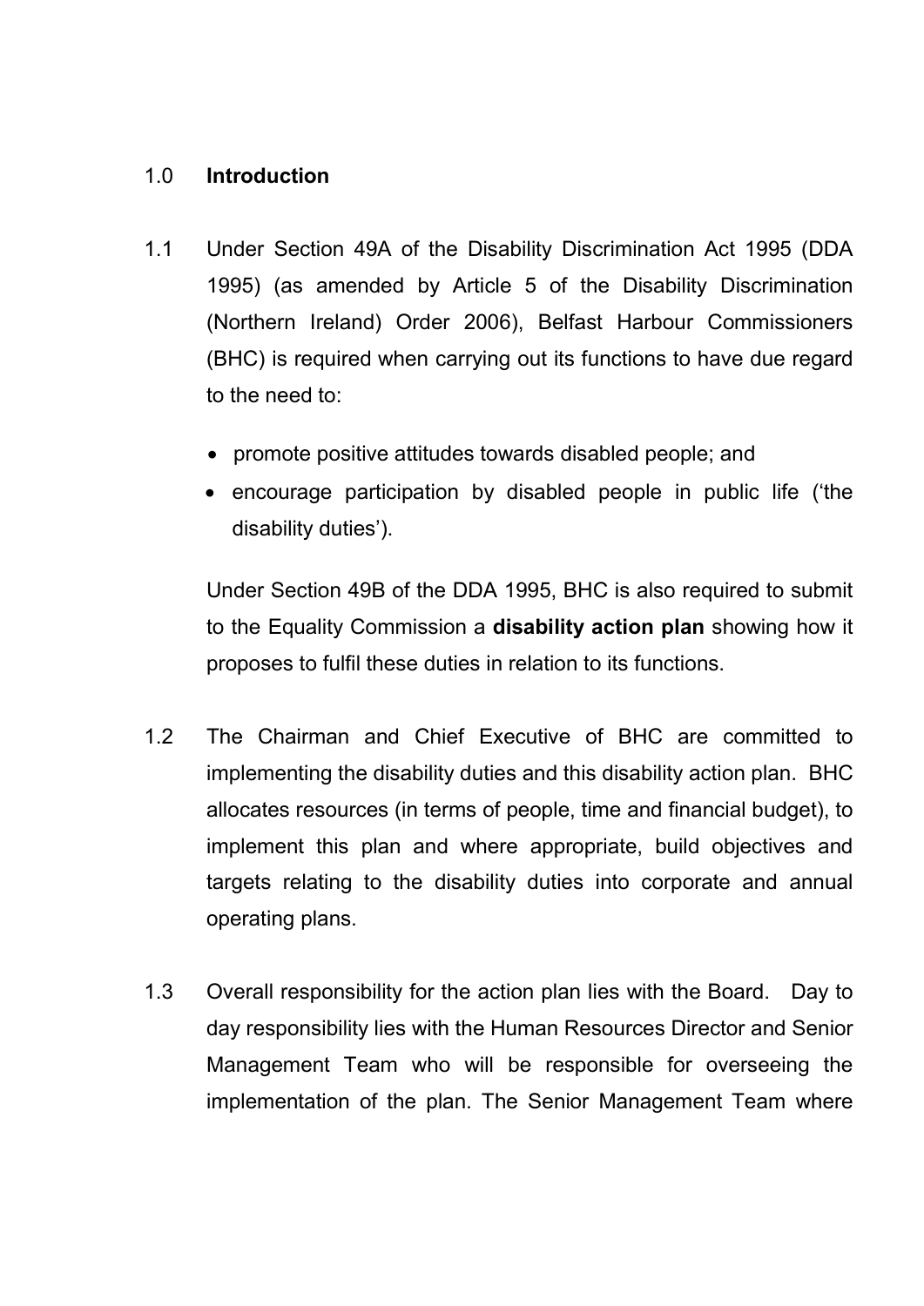## 1.0 Introduction

1.1 Under Section 49A of the Disability Discrimination Act 1995 (DDA 1995) (as amended by Article 5 of the Disability Discrimination (Northern Ireland) Order 2006), Belfast Harbour Commissioners (BHC) is required when carrying out its functions to have due regard to the need to:

- promote positive attitudes towards disabled people; and
- encourage participation by disabled people in public life ('the disability duties').

Under Section 49B of the DDA 1995, BHC is also required to submit to the Equality Commission a **disability action plan** showing how it proposes to fulfil these duties in relation to its functions.

1.2 The Chairman and Chief Executive of BHC are committed to implementing the disability duties and this disability action plan. BHC allocates resources (in terms of people, time and financial budget), to implement this plan and where appropriate, build objectives and targets relating to the disability duties into corporate and annual operating plans.

1.3 Overall responsibility for the action plan lies with the Board. Day to day responsibility lies with the Human Resources Director and Senior Management Team who will be responsible for overseeing the implementation of the plan. The Senior Management Team where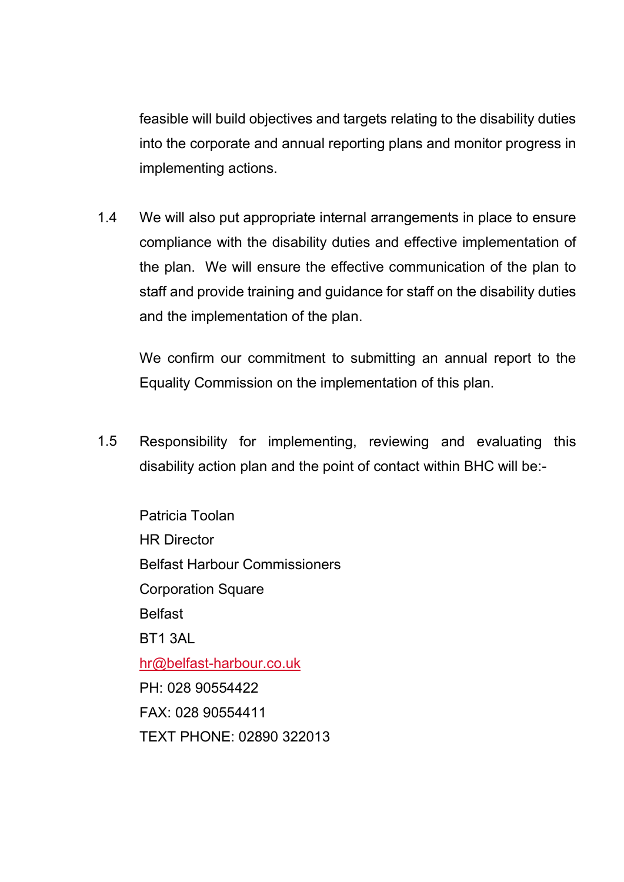feasible will build objectives and targets relating to the disability duties into the corporate and annual reporting plans and monitor progress in implementing actions.

1.4 We will also put appropriate internal arrangements in place to ensure compliance with the disability duties and effective implementation of the plan. We will ensure the effective communication of the plan to staff and provide training and guidance for staff on the disability duties and the implementation of the plan.

We confirm our commitment to submitting an annual report to the Equality Commission on the implementation of this plan.

1.5 Responsibility for implementing, reviewing and evaluating this disability action plan and the point of contact within BHC will be:-

Patricia Toolan
HR Director
Belfast Harbour Commissioners
Corporation Square
Belfast
BT1 3AL
hr@belfast-harbour.co.uk
PH: 028 90554422
FAX: 028 90554411
TEXT PHONE: 02890 322013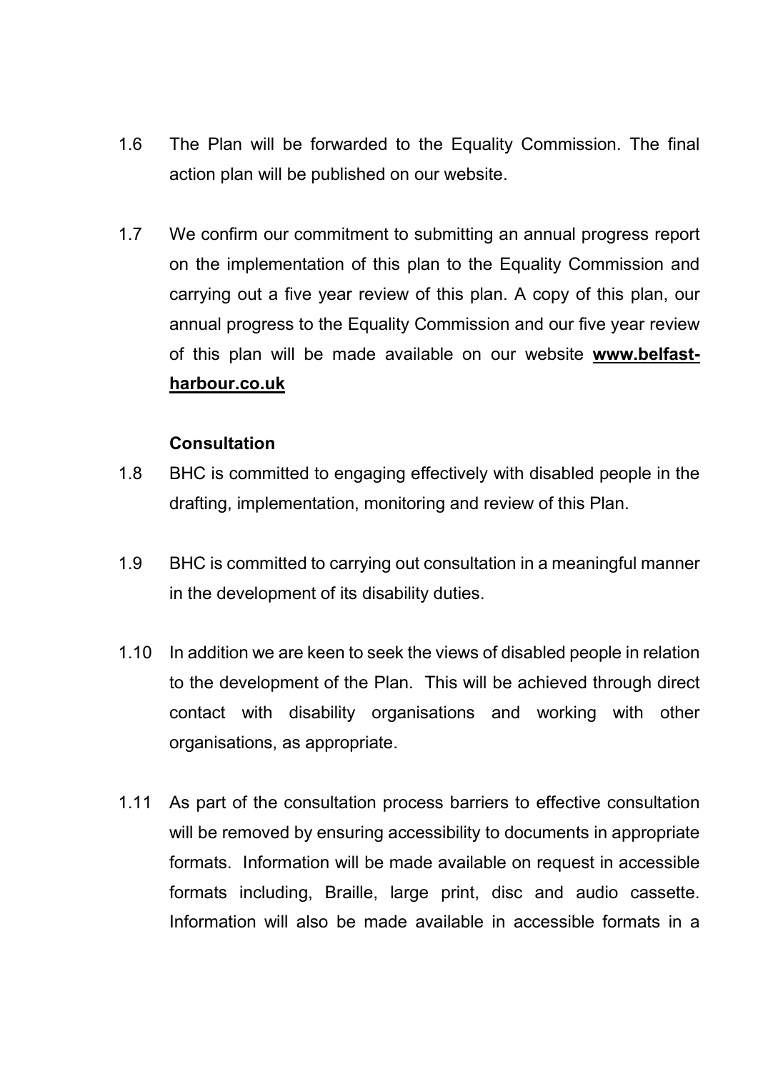1.6 The Plan will be forwarded to the Equality Commission. The final action plan will be published on our website.

1.7 We confirm our commitment to submitting an annual progress report on the implementation of this plan to the Equality Commission and carrying out a five year review of this plan. A copy of this plan, our annual progress to the Equality Commission and our five year review of this plan will be made available on our website **www.belfast-harbour.co.uk**

**Consultation**

1.8 BHC is committed to engaging effectively with disabled people in the drafting, implementation, monitoring and review of this Plan.

1.9 BHC is committed to carrying out consultation in a meaningful manner in the development of its disability duties.

1.10 In addition we are keen to seek the views of disabled people in relation to the development of the Plan. This will be achieved through direct contact with disability organisations and working with other organisations, as appropriate.

1.11 As part of the consultation process barriers to effective consultation will be removed by ensuring accessibility to documents in appropriate formats. Information will be made available on request in accessible formats including, Braille, large print, disc and audio cassette. Information will also be made available in accessible formats in a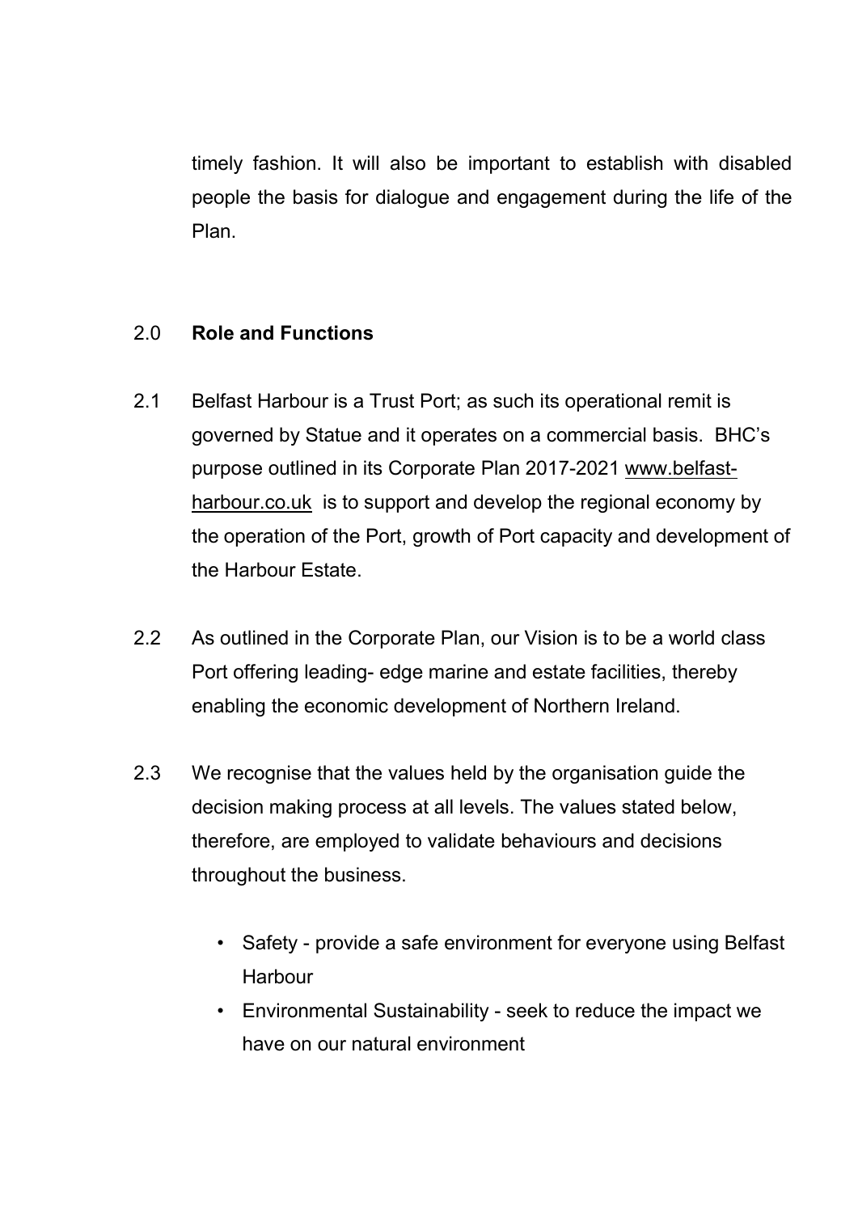timely fashion. It will also be important to establish with disabled people the basis for dialogue and engagement during the life of the Plan.

## 2.0 Role and Functions

2.1 Belfast Harbour is a Trust Port; as such its operational remit is governed by Statue and it operates on a commercial basis. BHC's purpose outlined in its Corporate Plan 2017-2021 www.belfast-harbour.co.uk is to support and develop the regional economy by the operation of the Port, growth of Port capacity and development of the Harbour Estate.

2.2 As outlined in the Corporate Plan, our Vision is to be a world class Port offering leading- edge marine and estate facilities, thereby enabling the economic development of Northern Ireland.

2.3 We recognise that the values held by the organisation guide the decision making process at all levels. The values stated below, therefore, are employed to validate behaviours and decisions throughout the business.

- Safety - provide a safe environment for everyone using Belfast Harbour
- Environmental Sustainability - seek to reduce the impact we have on our natural environment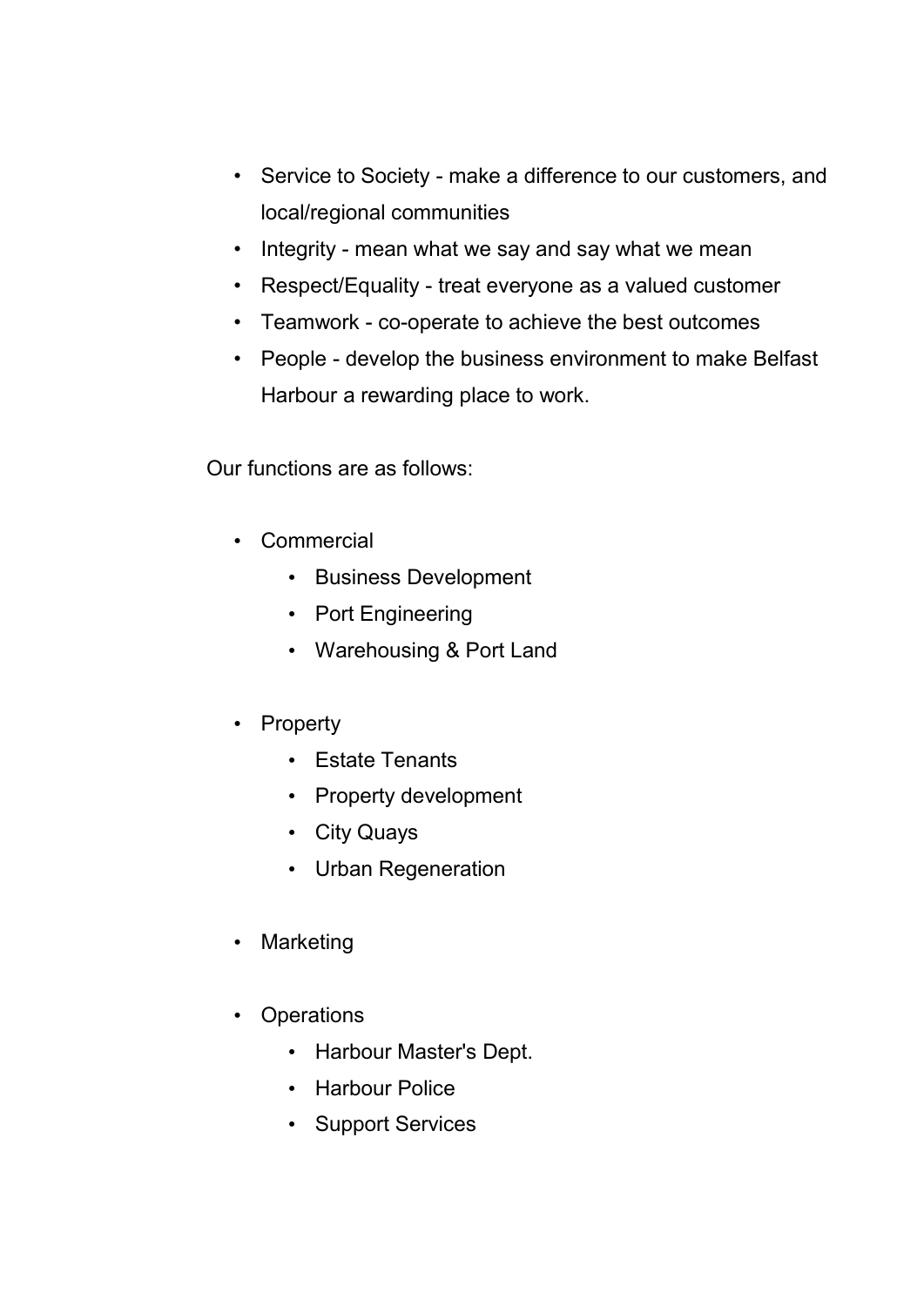- Service to Society - make a difference to our customers, and local/regional communities
- Integrity - mean what we say and say what we mean
- Respect/Equality - treat everyone as a valued customer
- Teamwork - co-operate to achieve the best outcomes
- People - develop the business environment to make Belfast Harbour a rewarding place to work.

Our functions are as follows:

- Commercial
  - Business Development
  - Port Engineering
  - Warehousing & Port Land

- Property
  - Estate Tenants
  - Property development
  - City Quays
  - Urban Regeneration

- Marketing

- Operations
  - Harbour Master's Dept.
  - Harbour Police
  - Support Services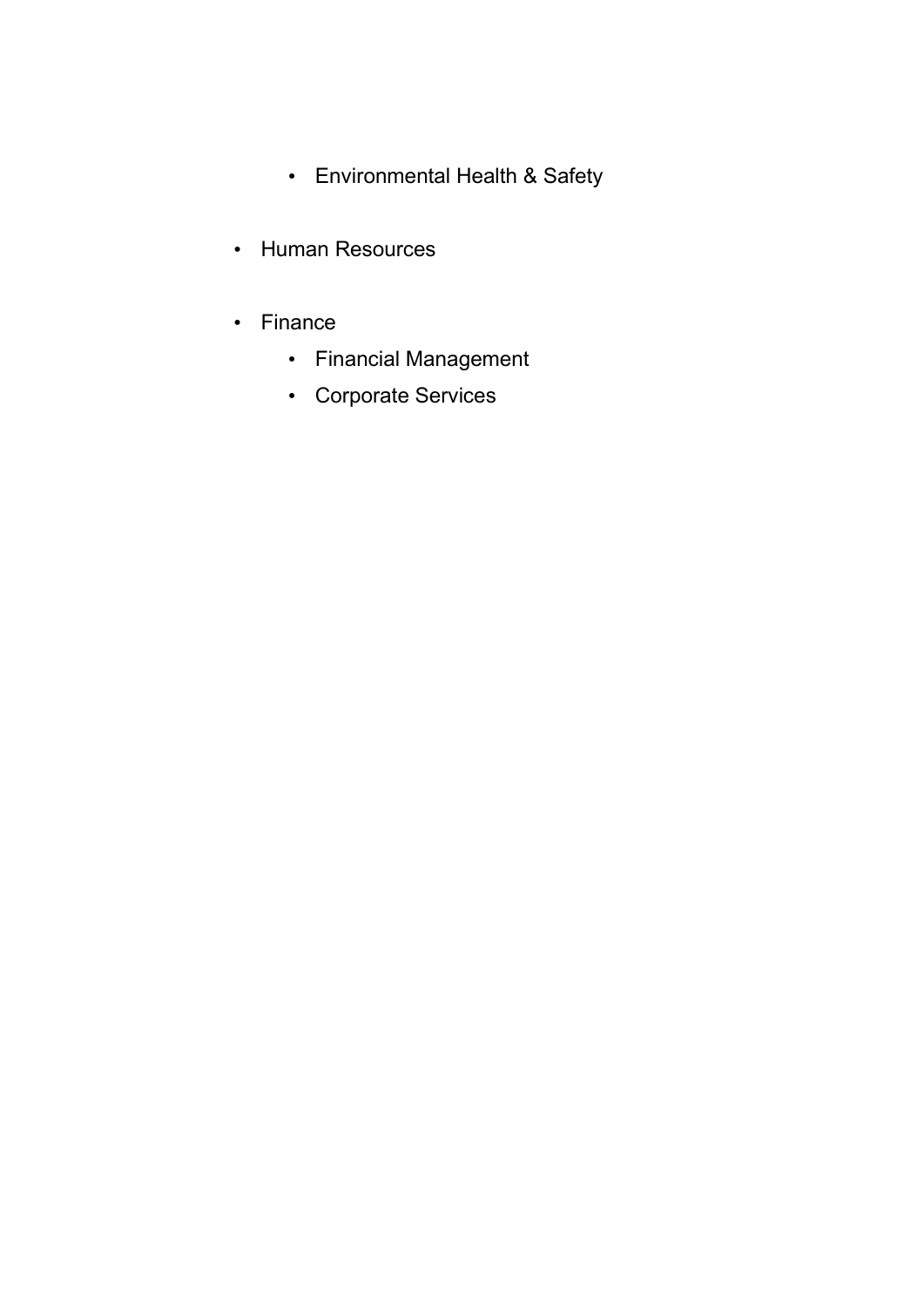- Environmental Health & Safety

- Human Resources

- Finance
    - Financial Management
    - Corporate Services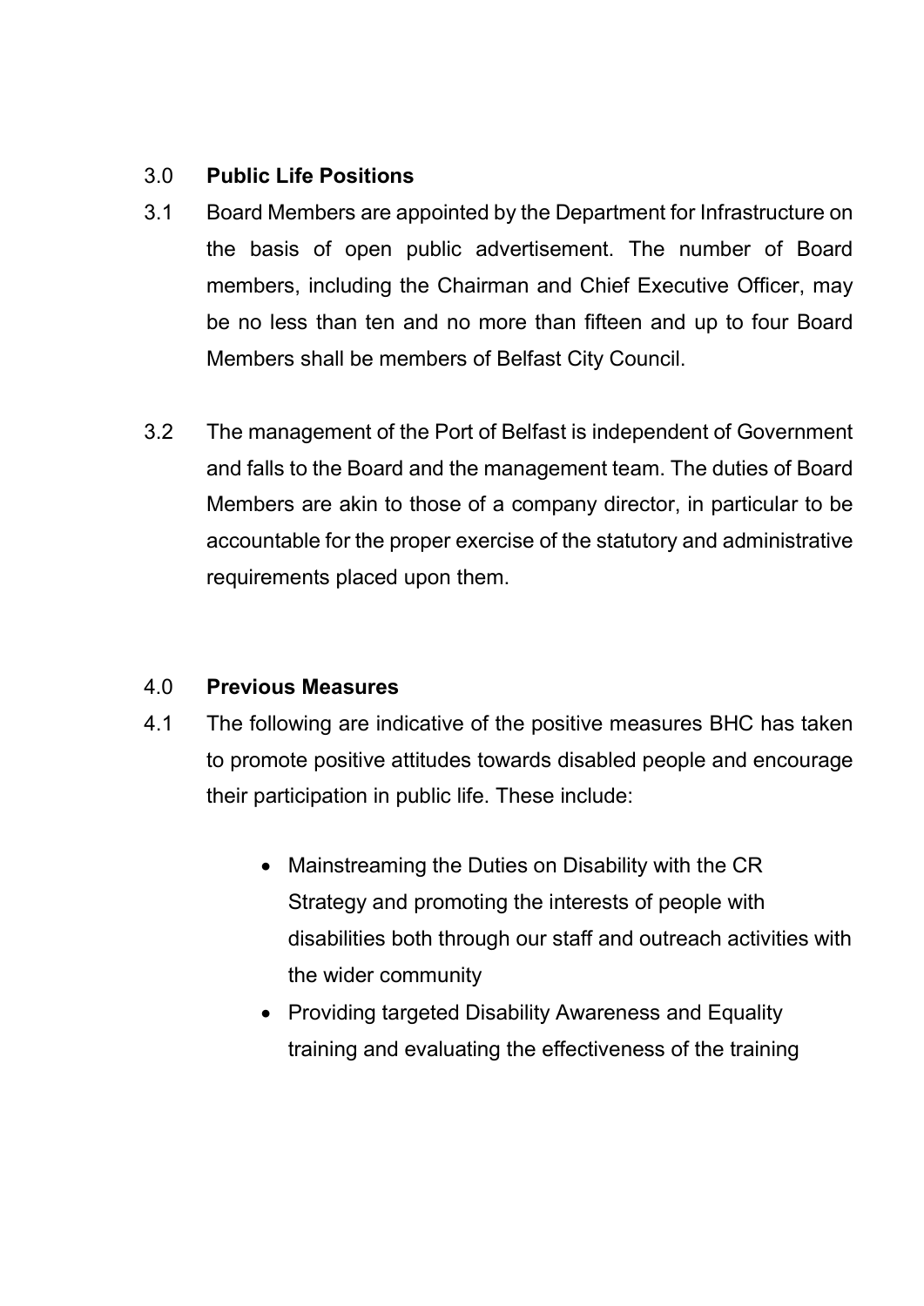## 3.0 **Public Life Positions**

3.1 Board Members are appointed by the Department for Infrastructure on the basis of open public advertisement. The number of Board members, including the Chairman and Chief Executive Officer, may be no less than ten and no more than fifteen and up to four Board Members shall be members of Belfast City Council.

3.2 The management of the Port of Belfast is independent of Government and falls to the Board and the management team. The duties of Board Members are akin to those of a company director, in particular to be accountable for the proper exercise of the statutory and administrative requirements placed upon them.

## 4.0 **Previous Measures**

4.1 The following are indicative of the positive measures BHC has taken to promote positive attitudes towards disabled people and encourage their participation in public life. These include:

- Mainstreaming the Duties on Disability with the CR Strategy and promoting the interests of people with disabilities both through our staff and outreach activities with the wider community
- Providing targeted Disability Awareness and Equality training and evaluating the effectiveness of the training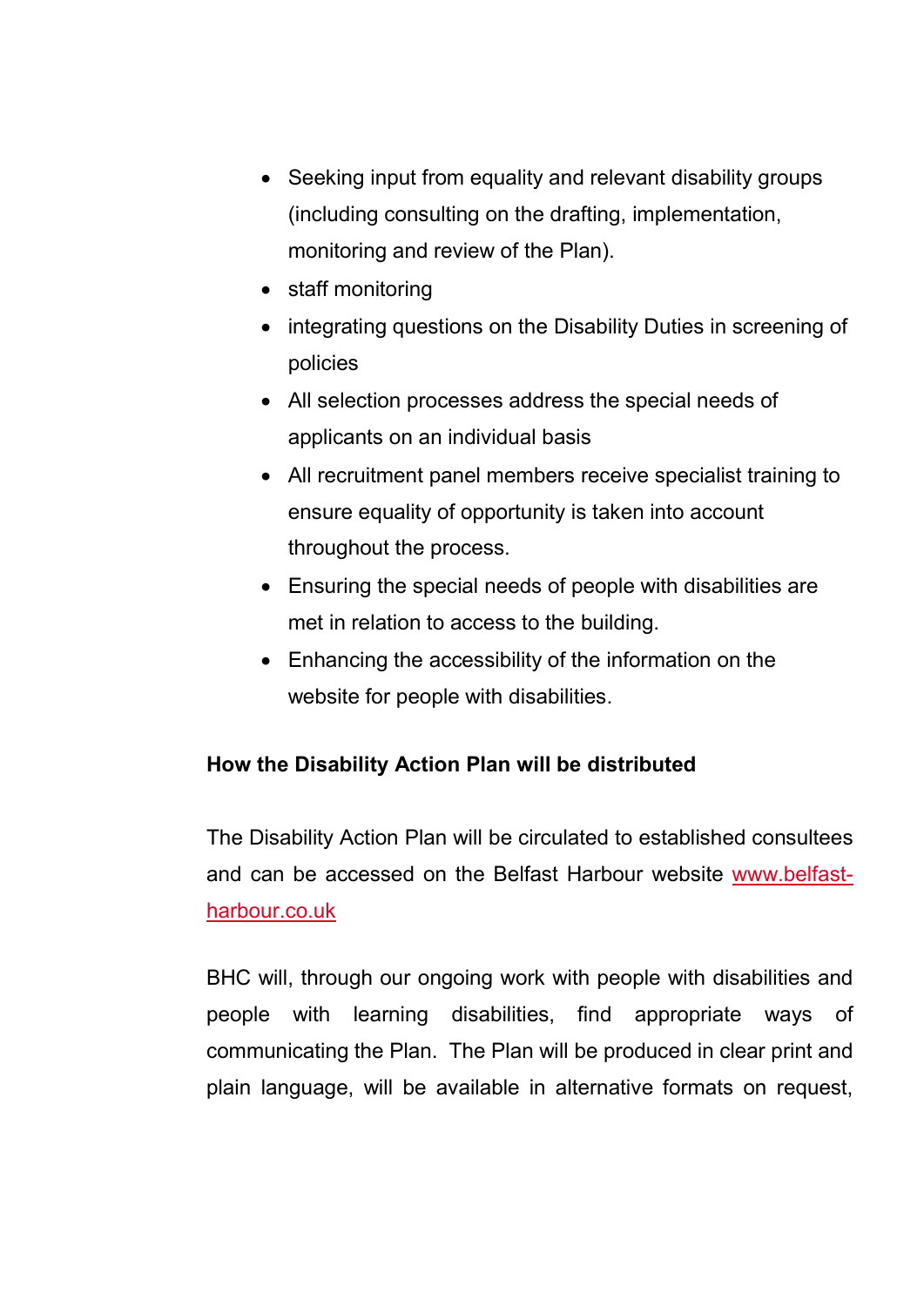- Seeking input from equality and relevant disability groups (including consulting on the drafting, implementation, monitoring and review of the Plan).
- staff monitoring
- integrating questions on the Disability Duties in screening of policies
- All selection processes address the special needs of applicants on an individual basis
- All recruitment panel members receive specialist training to ensure equality of opportunity is taken into account throughout the process.
- Ensuring the special needs of people with disabilities are met in relation to access to the building.
- Enhancing the accessibility of the information on the website for people with disabilities.

**How the Disability Action Plan will be distributed**

The Disability Action Plan will be circulated to established consultees and can be accessed on the Belfast Harbour website [www.belfast-harbour.co.uk](www.belfast-harbour.co.uk)

BHC will, through our ongoing work with people with disabilities and people with learning disabilities, find appropriate ways of communicating the Plan. The Plan will be produced in clear print and plain language, will be available in alternative formats on request,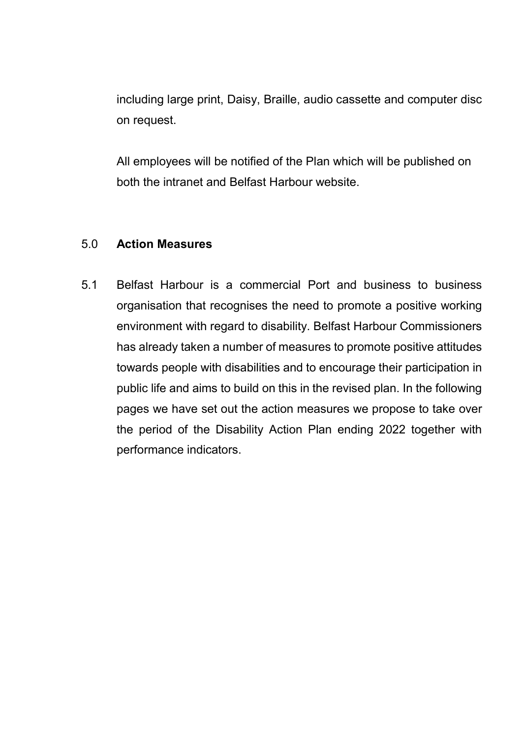including large print, Daisy, Braille, audio cassette and computer disc on request.

All employees will be notified of the Plan which will be published on both the intranet and Belfast Harbour website.

## 5.0 Action Measures

5.1 Belfast Harbour is a commercial Port and business to business organisation that recognises the need to promote a positive working environment with regard to disability. Belfast Harbour Commissioners has already taken a number of measures to promote positive attitudes towards people with disabilities and to encourage their participation in public life and aims to build on this in the revised plan. In the following pages we have set out the action measures we propose to take over the period of the Disability Action Plan ending 2022 together with performance indicators.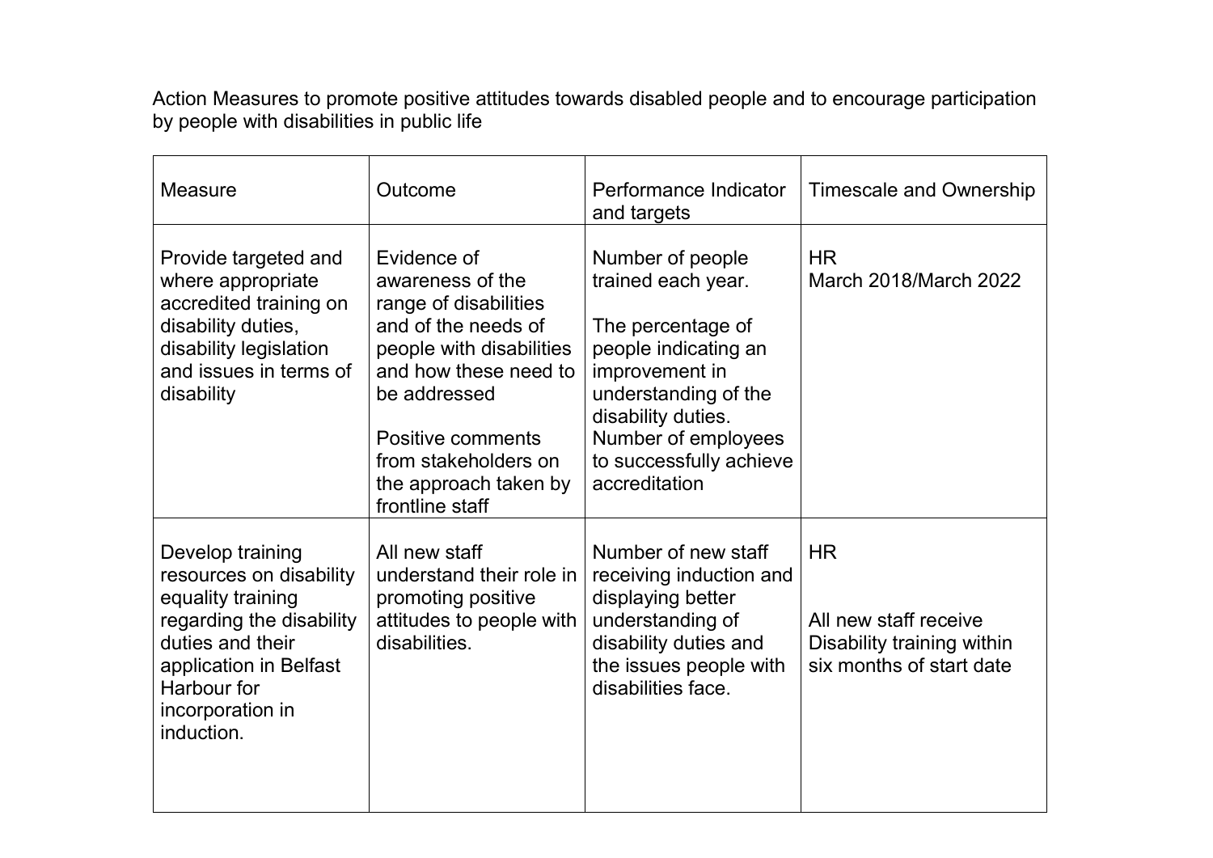Action Measures to promote positive attitudes towards disabled people and to encourage participation by people with disabilities in public life

| Measure | Outcome | Performance Indicator and targets | Timescale and Ownership |
| --- | --- | --- | --- |
| Provide targeted and where appropriate accredited training on disability duties, disability legislation and issues in terms of disability | Evidence of awareness of the range of disabilities and of the needs of people with disabilities and how these need to be addressed<br><br>Positive comments from stakeholders on the approach taken by frontline staff | Number of people trained each year.<br><br>The percentage of people indicating an improvement in understanding of the disability duties.<br>Number of employees to successfully achieve accreditation | HR<br>March 2018/March 2022 |
| Develop training resources on disability equality training regarding the disability duties and their application in Belfast Harbour for incorporation in induction. | All new staff understand their role in promoting positive attitudes to people with disabilities. | Number of new staff receiving induction and displaying better understanding of disability duties and the issues people with disabilities face. | HR<br><br>All new staff receive Disability training within six months of start date |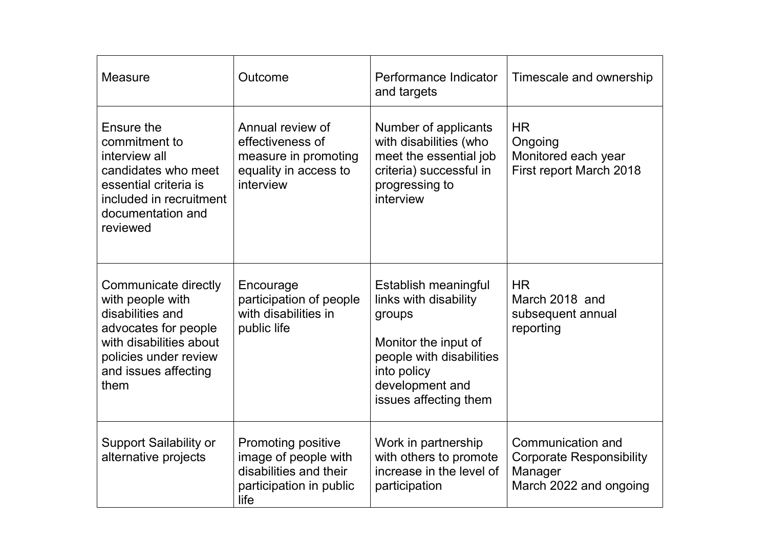| Measure | Outcome | Performance Indicator and targets | Timescale and ownership |
|---|---|---|---|
| Ensure the commitment to interview all candidates who meet essential criteria is included in recruitment documentation and reviewed | Annual review of effectiveness of measure in promoting equality in access to interview | Number of applicants with disabilities (who meet the essential job criteria) successful in progressing to interview | HR<br>Ongoing<br>Monitored each year<br>First report March 2018 |
| Communicate directly with people with disabilities and advocates for people with disabilities about policies under review and issues affecting them | Encourage participation of people with disabilities in public life | Establish meaningful links with disability groups<br><br>Monitor the input of people with disabilities into policy development and issues affecting them | HR<br>March 2018 and subsequent annual reporting |
| Support Sailability or alternative projects | Promoting positive image of people with disabilities and their participation in public life | Work in partnership with others to promote increase in the level of participation | Communication and Corporate Responsibility Manager<br>March 2022 and ongoing |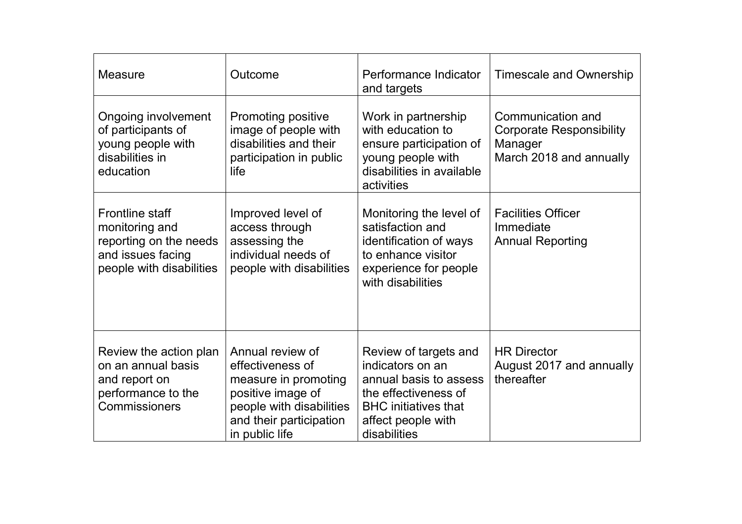| Measure | Outcome | Performance Indicator and targets | Timescale and Ownership |
|---|---|---|---|
| Ongoing involvement of participants of young people with disabilities in education | Promoting positive image of people with disabilities and their participation in public life | Work in partnership with education to ensure participation of young people with disabilities in available activities | Communication and Corporate Responsibility Manager<br>March 2018 and annually |
| Frontline staff monitoring and reporting on the needs and issues facing people with disabilities | Improved level of access through assessing the individual needs of people with disabilities | Monitoring the level of satisfaction and identification of ways to enhance visitor experience for people with disabilities | Facilities Officer<br>Immediate<br>Annual Reporting |
| Review the action plan on an annual basis and report on performance to the Commissioners | Annual review of effectiveness of measure in promoting positive image of people with disabilities and their participation in public life | Review of targets and indicators on an annual basis to assess the effectiveness of BHC initiatives that affect people with disabilities | HR Director<br>August 2017 and annually thereafter |